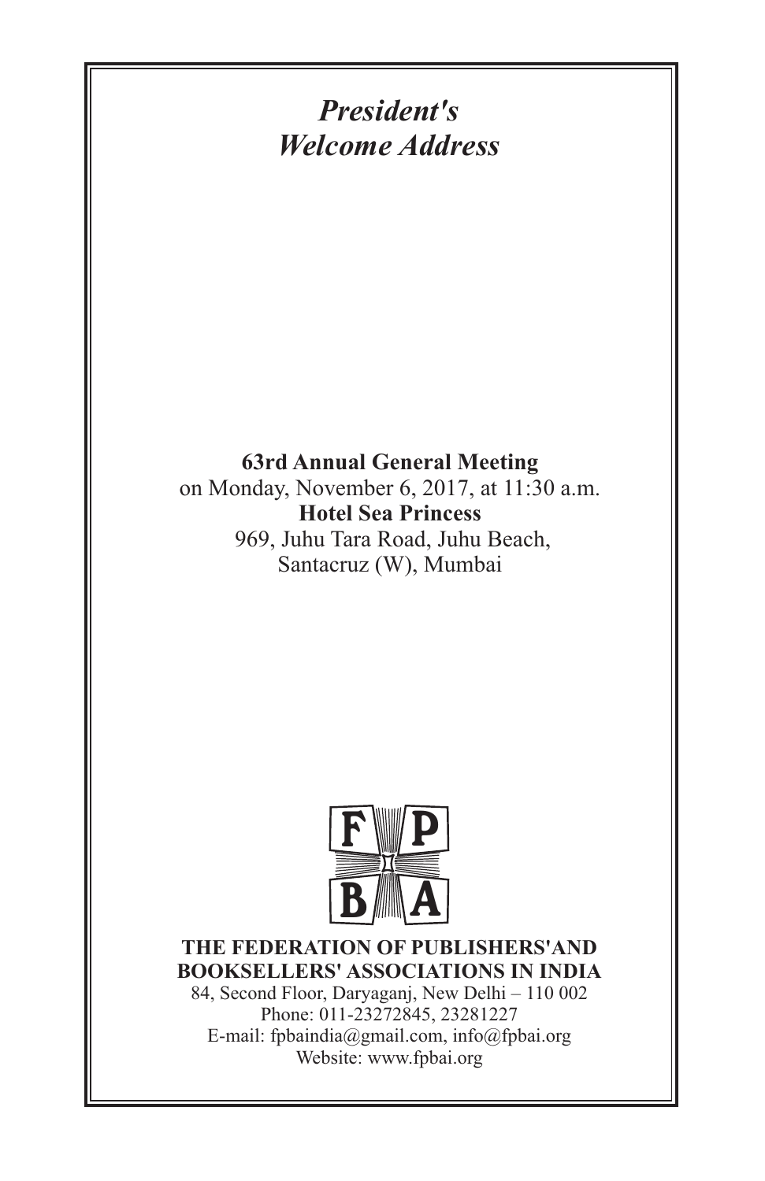# *President's Welcome Address*

**63rd Annual General Meeting**
on Monday, November 6, 2017, at 11:30 a.m.
**Hotel Sea Princess**
969, Juhu Tara Road, Juhu Beach,
Santacruz (W), Mumbai

**THE FEDERATION OF PUBLISHERS'AND BOOKSELLERS' ASSOCIATIONS IN INDIA**
84, Second Floor, Daryaganj, New Delhi – 110 002
Phone: 011-23272845, 23281227
E-mail: fpbaindia@gmail.com, info@fpbai.org
Website: www.fpbai.org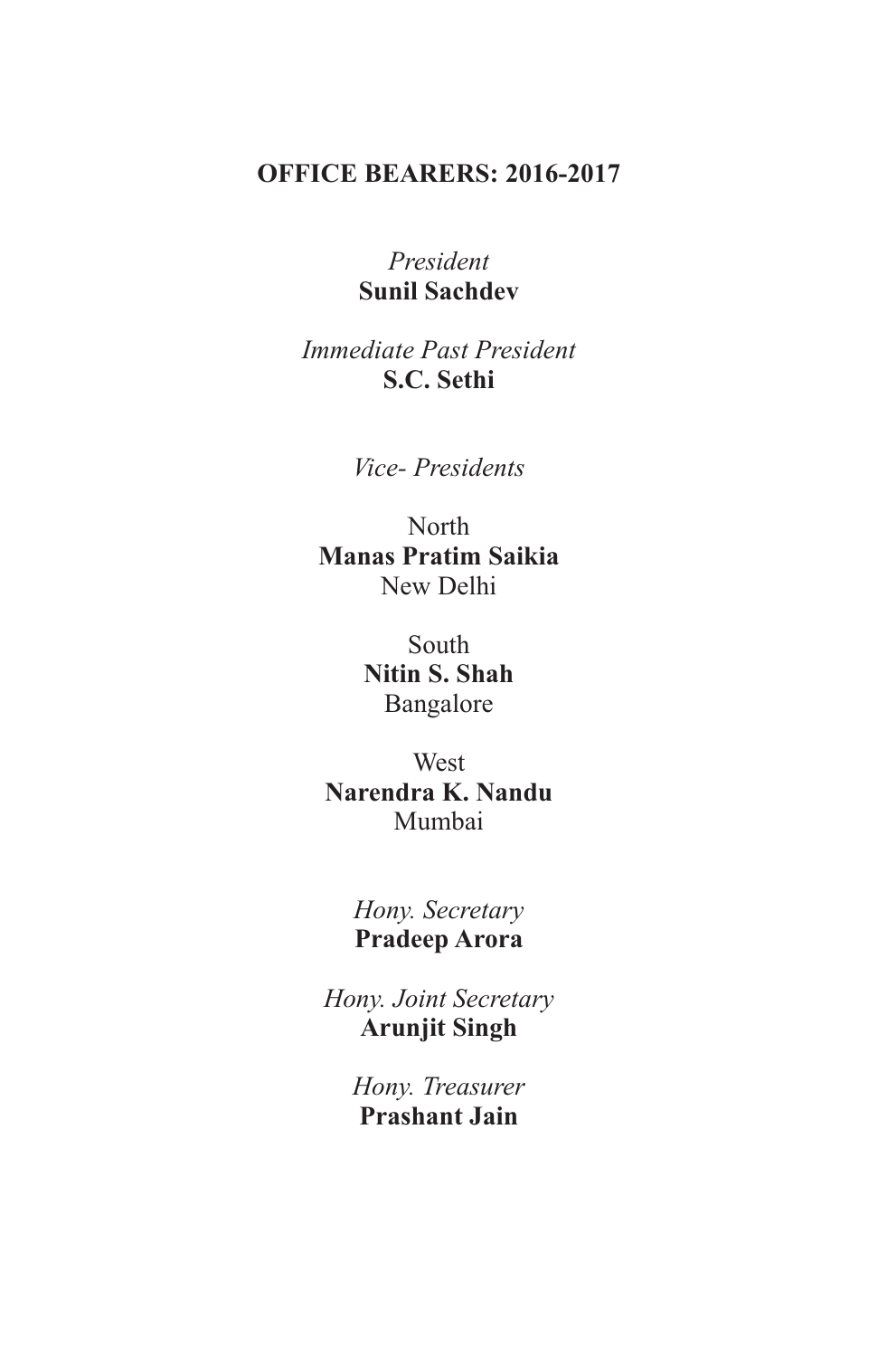## OFFICE BEARERS: 2016-2017

*President*
**Sunil Sachdev**

*Immediate Past President*
**S.C. Sethi**

*Vice- Presidents*

North
**Manas Pratim Saikia**
New Delhi

South
**Nitin S. Shah**
Bangalore

West
**Narendra K. Nandu**
Mumbai

*Hony. Secretary*
**Pradeep Arora**

*Hony. Joint Secretary*
**Arunjit Singh**

*Hony. Treasurer*
**Prashant Jain**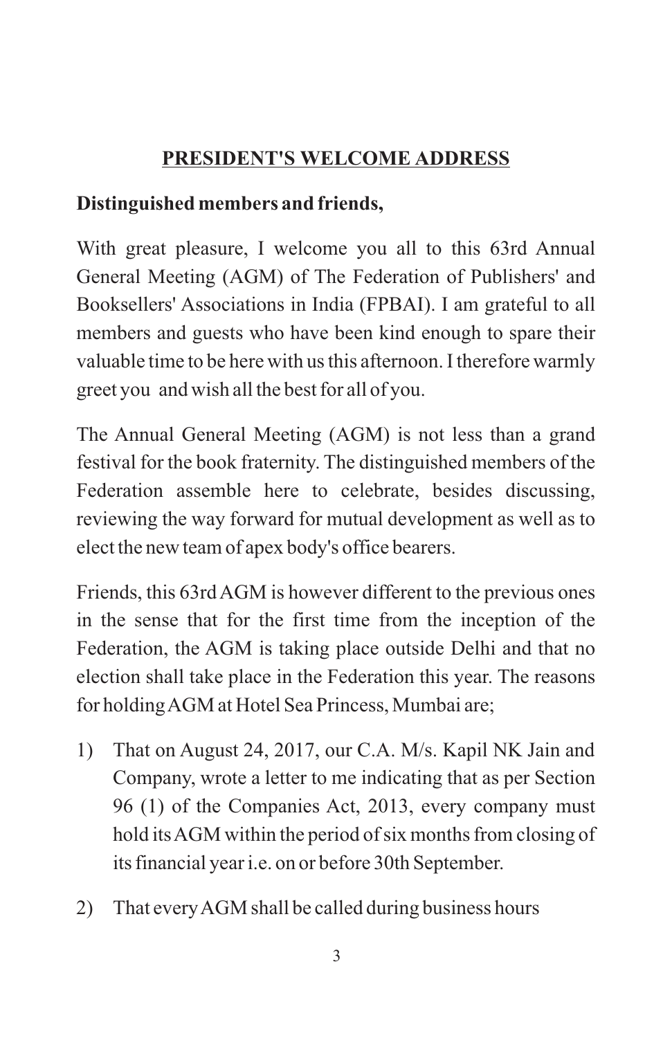## PRESIDENT'S WELCOME ADDRESS

**Distinguished members and friends,**

With great pleasure, I welcome you all to this 63rd Annual General Meeting (AGM) of The Federation of Publishers' and Booksellers' Associations in India (FPBAI). I am grateful to all members and guests who have been kind enough to spare their valuable time to be here with us this afternoon. I therefore warmly greet you and wish all the best for all of you.

The Annual General Meeting (AGM) is not less than a grand festival for the book fraternity. The distinguished members of the Federation assemble here to celebrate, besides discussing, reviewing the way forward for mutual development as well as to elect the new team of apex body's office bearers.

Friends, this 63rd AGM is however different to the previous ones in the sense that for the first time from the inception of the Federation, the AGM is taking place outside Delhi and that no election shall take place in the Federation this year. The reasons for holding AGM at Hotel Sea Princess, Mumbai are;

1) That on August 24, 2017, our C.A. M/s. Kapil NK Jain and Company, wrote a letter to me indicating that as per Section 96 (1) of the Companies Act, 2013, every company must hold its AGM within the period of six months from closing of its financial year i.e. on or before 30th September.

2) That every AGM shall be called during business hours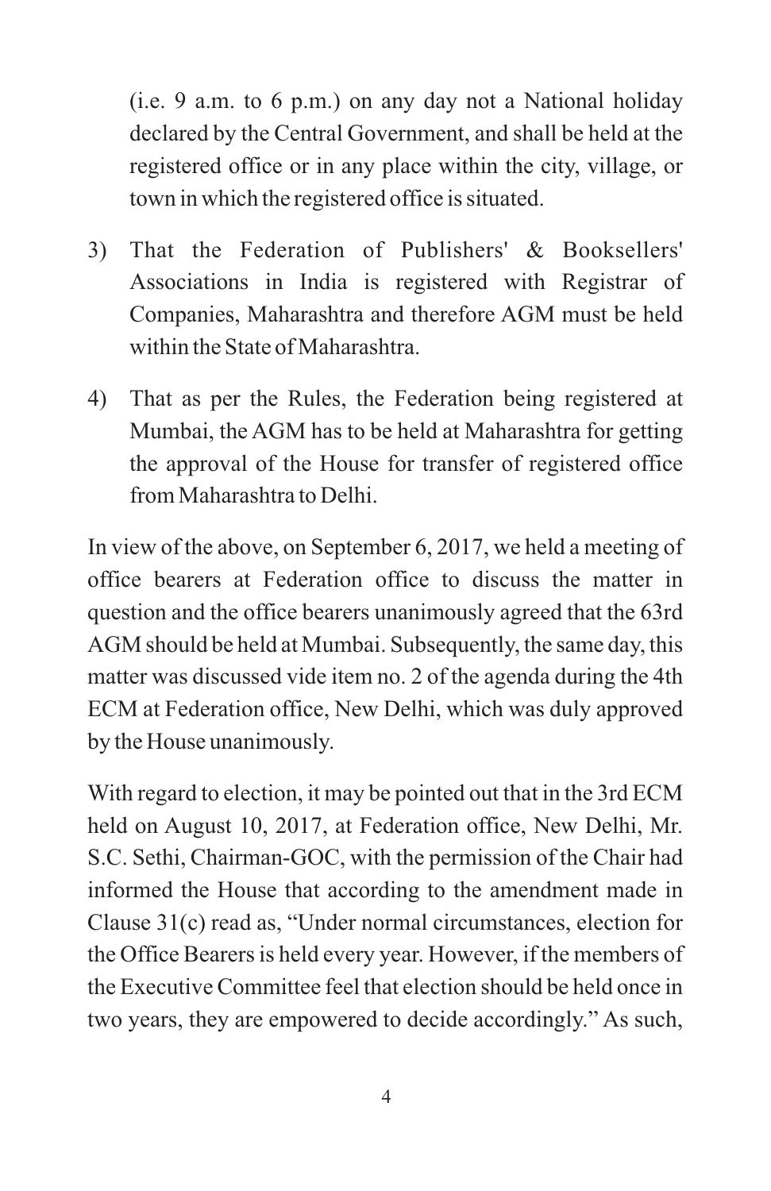(i.e. 9 a.m. to 6 p.m.) on any day not a National holiday declared by the Central Government, and shall be held at the registered office or in any place within the city, village, or town in which the registered office is situated.

3) That the Federation of Publishers' & Booksellers' Associations in India is registered with Registrar of Companies, Maharashtra and therefore AGM must be held within the State of Maharashtra.

4) That as per the Rules, the Federation being registered at Mumbai, the AGM has to be held at Maharashtra for getting the approval of the House for transfer of registered office from Maharashtra to Delhi.

In view of the above, on September 6, 2017, we held a meeting of office bearers at Federation office to discuss the matter in question and the office bearers unanimously agreed that the 63rd AGM should be held at Mumbai. Subsequently, the same day, this matter was discussed vide item no. 2 of the agenda during the 4th ECM at Federation office, New Delhi, which was duly approved by the House unanimously.

With regard to election, it may be pointed out that in the 3rd ECM held on August 10, 2017, at Federation office, New Delhi, Mr. S.C. Sethi, Chairman-GOC, with the permission of the Chair had informed the House that according to the amendment made in Clause 31(c) read as, "Under normal circumstances, election for the Office Bearers is held every year. However, if the members of the Executive Committee feel that election should be held once in two years, they are empowered to decide accordingly." As such,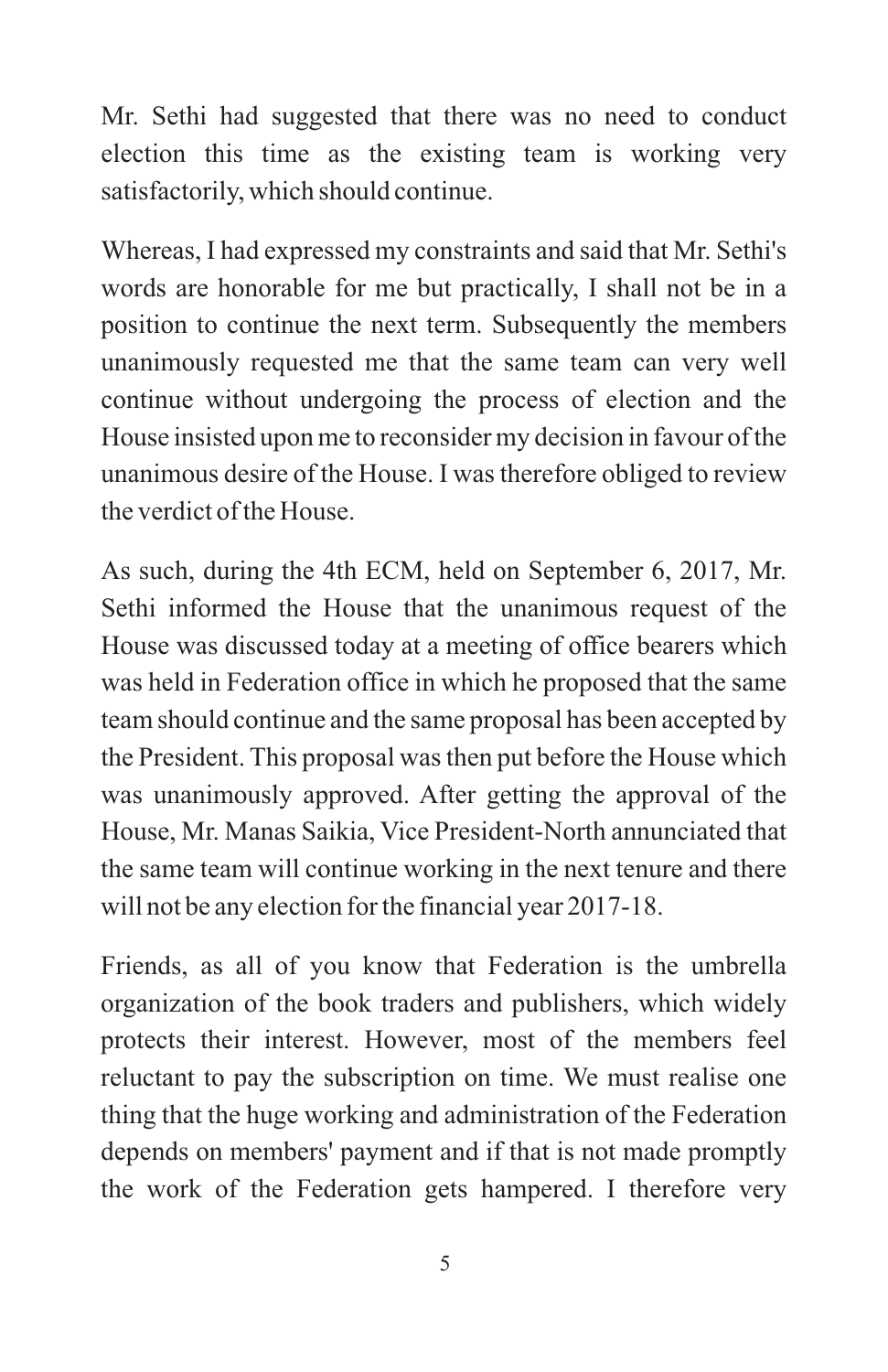Mr. Sethi had suggested that there was no need to conduct election this time as the existing team is working very satisfactorily, which should continue.

Whereas, I had expressed my constraints and said that Mr. Sethi's words are honorable for me but practically, I shall not be in a position to continue the next term. Subsequently the members unanimously requested me that the same team can very well continue without undergoing the process of election and the House insisted upon me to reconsider my decision in favour of the unanimous desire of the House. I was therefore obliged to review the verdict of the House.

As such, during the 4th ECM, held on September 6, 2017, Mr. Sethi informed the House that the unanimous request of the House was discussed today at a meeting of office bearers which was held in Federation office in which he proposed that the same team should continue and the same proposal has been accepted by the President. This proposal was then put before the House which was unanimously approved. After getting the approval of the House, Mr. Manas Saikia, Vice President-North annunciated that the same team will continue working in the next tenure and there will not be any election for the financial year 2017-18.

Friends, as all of you know that Federation is the umbrella organization of the book traders and publishers, which widely protects their interest. However, most of the members feel reluctant to pay the subscription on time. We must realise one thing that the huge working and administration of the Federation depends on members' payment and if that is not made promptly the work of the Federation gets hampered. I therefore very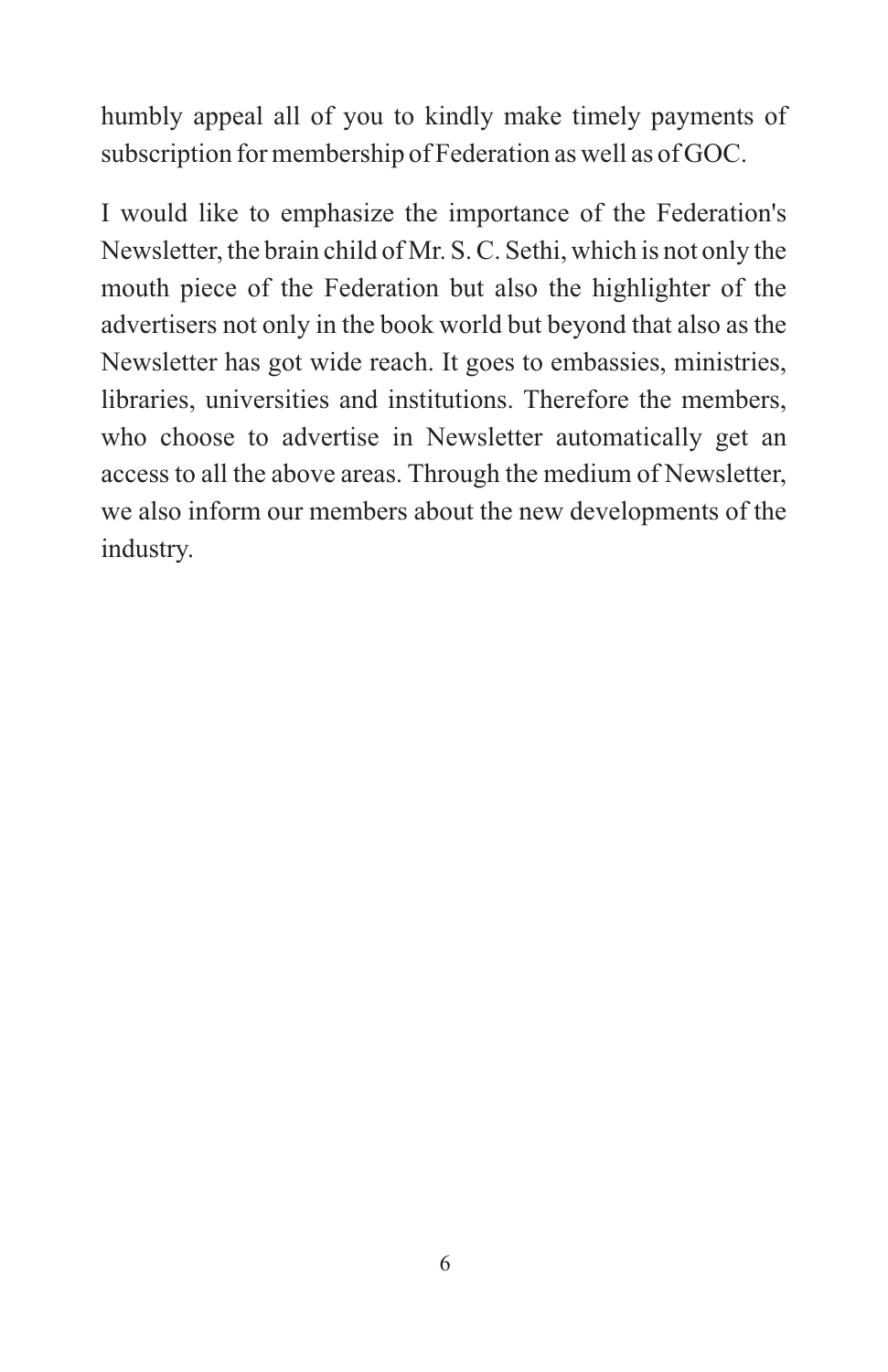humbly appeal all of you to kindly make timely payments of subscription for membership of Federation as well as of GOC.

I would like to emphasize the importance of the Federation's Newsletter, the brain child of Mr. S. C. Sethi, which is not only the mouth piece of the Federation but also the highlighter of the advertisers not only in the book world but beyond that also as the Newsletter has got wide reach. It goes to embassies, ministries, libraries, universities and institutions. Therefore the members, who choose to advertise in Newsletter automatically get an access to all the above areas. Through the medium of Newsletter, we also inform our members about the new developments of the industry.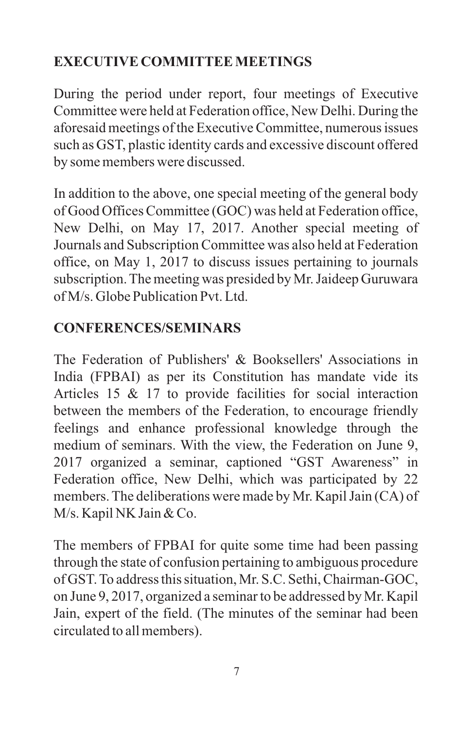## EXECUTIVE COMMITTEE MEETINGS

During the period under report, four meetings of Executive Committee were held at Federation office, New Delhi. During the aforesaid meetings of the Executive Committee, numerous issues such as GST, plastic identity cards and excessive discount offered by some members were discussed.

In addition to the above, one special meeting of the general body of Good Offices Committee (GOC) was held at Federation office, New Delhi, on May 17, 2017. Another special meeting of Journals and Subscription Committee was also held at Federation office, on May 1, 2017 to discuss issues pertaining to journals subscription. The meeting was presided by Mr. Jaideep Guruwara of M/s. Globe Publication Pvt. Ltd.

## CONFERENCES/SEMINARS

The Federation of Publishers' & Booksellers' Associations in India (FPBAI) as per its Constitution has mandate vide its Articles 15 & 17 to provide facilities for social interaction between the members of the Federation, to encourage friendly feelings and enhance professional knowledge through the medium of seminars. With the view, the Federation on June 9, 2017 organized a seminar, captioned "GST Awareness" in Federation office, New Delhi, which was participated by 22 members. The deliberations were made by Mr. Kapil Jain (CA) of M/s. Kapil NK Jain & Co.

The members of FPBAI for quite some time had been passing through the state of confusion pertaining to ambiguous procedure of GST. To address this situation, Mr. S.C. Sethi, Chairman-GOC, on June 9, 2017, organized a seminar to be addressed by Mr. Kapil Jain, expert of the field. (The minutes of the seminar had been circulated to all members).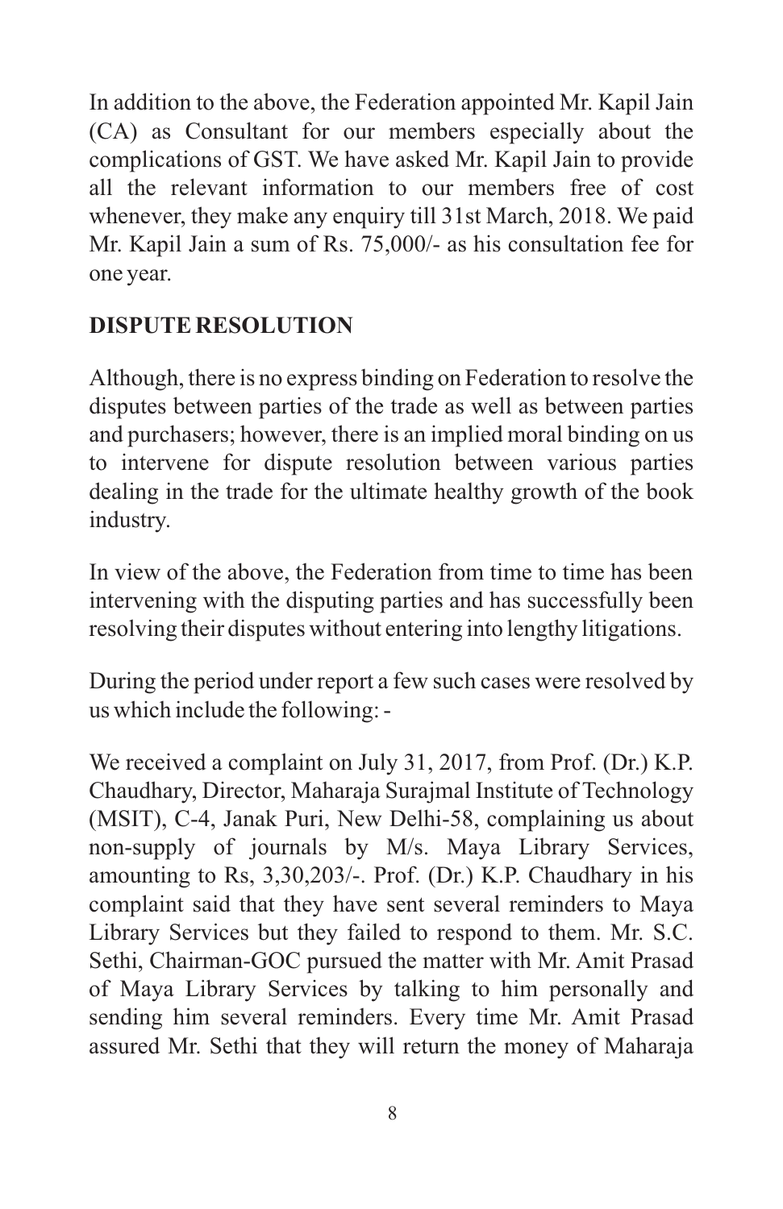In addition to the above, the Federation appointed Mr. Kapil Jain (CA) as Consultant for our members especially about the complications of GST. We have asked Mr. Kapil Jain to provide all the relevant information to our members free of cost whenever, they make any enquiry till 31st March, 2018. We paid Mr. Kapil Jain a sum of Rs. 75,000/- as his consultation fee for one year.

## DISPUTE RESOLUTION

Although, there is no express binding on Federation to resolve the disputes between parties of the trade as well as between parties and purchasers; however, there is an implied moral binding on us to intervene for dispute resolution between various parties dealing in the trade for the ultimate healthy growth of the book industry.

In view of the above, the Federation from time to time has been intervening with the disputing parties and has successfully been resolving their disputes without entering into lengthy litigations.

During the period under report a few such cases were resolved by us which include the following: -

We received a complaint on July 31, 2017, from Prof. (Dr.) K.P. Chaudhary, Director, Maharaja Surajmal Institute of Technology (MSIT), C-4, Janak Puri, New Delhi-58, complaining us about non-supply of journals by M/s. Maya Library Services, amounting to Rs, 3,30,203/-. Prof. (Dr.) K.P. Chaudhary in his complaint said that they have sent several reminders to Maya Library Services but they failed to respond to them. Mr. S.C. Sethi, Chairman-GOC pursued the matter with Mr. Amit Prasad of Maya Library Services by talking to him personally and sending him several reminders. Every time Mr. Amit Prasad assured Mr. Sethi that they will return the money of Maharaja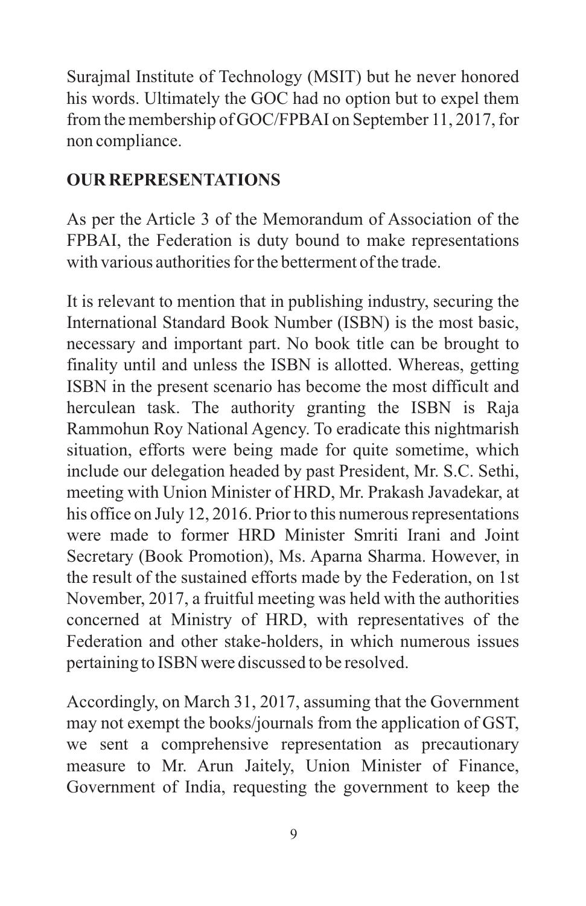Surajmal Institute of Technology (MSIT) but he never honored his words. Ultimately the GOC had no option but to expel them from the membership of GOC/FPBAI on September 11, 2017, for non compliance.

## OUR REPRESENTATIONS

As per the Article 3 of the Memorandum of Association of the FPBAI, the Federation is duty bound to make representations with various authorities for the betterment of the trade.

It is relevant to mention that in publishing industry, securing the International Standard Book Number (ISBN) is the most basic, necessary and important part. No book title can be brought to finality until and unless the ISBN is allotted. Whereas, getting ISBN in the present scenario has become the most difficult and herculean task. The authority granting the ISBN is Raja Rammohun Roy National Agency. To eradicate this nightmarish situation, efforts were being made for quite sometime, which include our delegation headed by past President, Mr. S.C. Sethi, meeting with Union Minister of HRD, Mr. Prakash Javadekar, at his office on July 12, 2016. Prior to this numerous representations were made to former HRD Minister Smriti Irani and Joint Secretary (Book Promotion), Ms. Aparna Sharma. However, in the result of the sustained efforts made by the Federation, on 1st November, 2017, a fruitful meeting was held with the authorities concerned at Ministry of HRD, with representatives of the Federation and other stake-holders, in which numerous issues pertaining to ISBN were discussed to be resolved.

Accordingly, on March 31, 2017, assuming that the Government may not exempt the books/journals from the application of GST, we sent a comprehensive representation as precautionary measure to Mr. Arun Jaitely, Union Minister of Finance, Government of India, requesting the government to keep the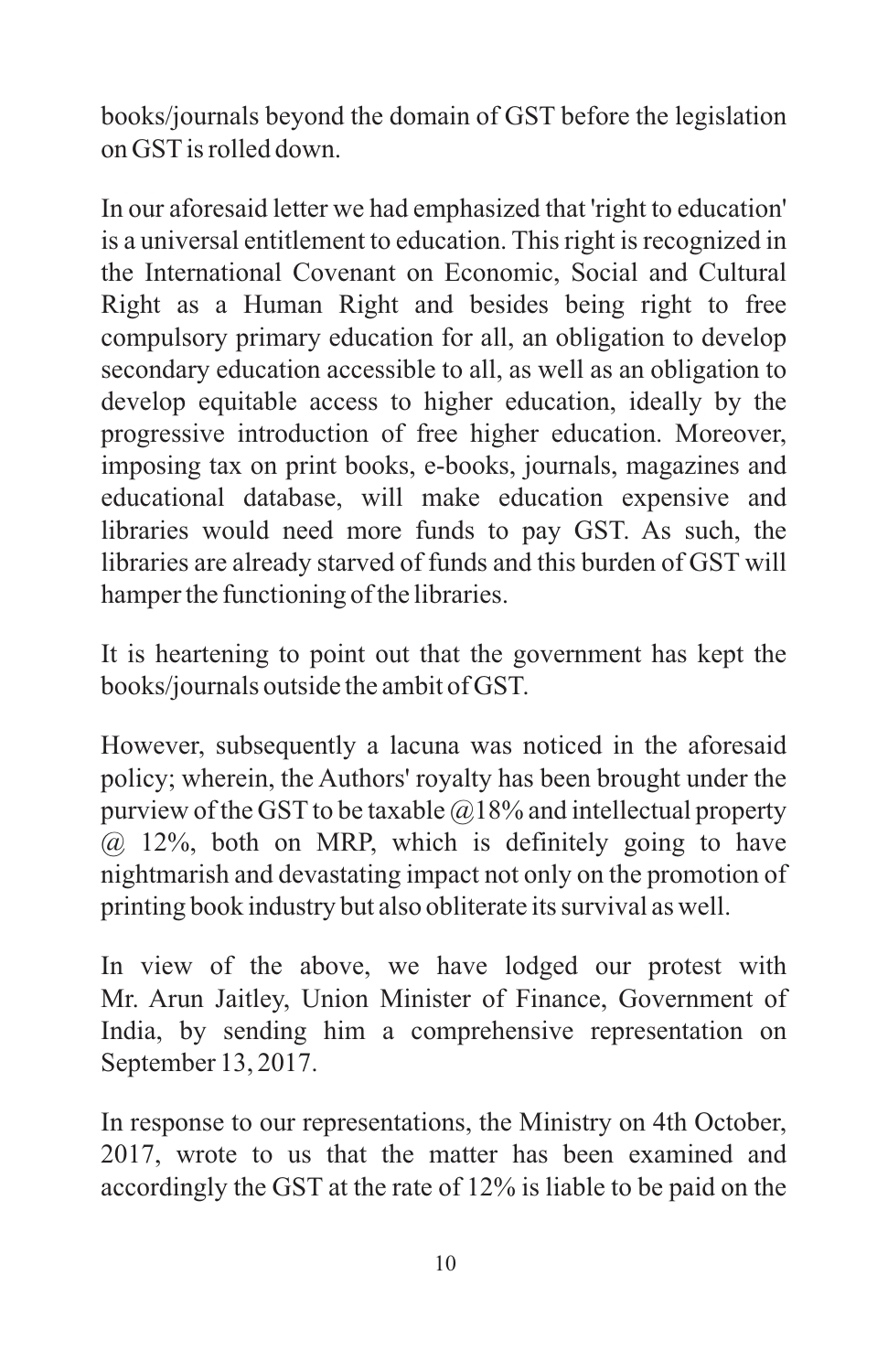books/journals beyond the domain of GST before the legislation on GST is rolled down.

In our aforesaid letter we had emphasized that 'right to education' is a universal entitlement to education. This right is recognized in the International Covenant on Economic, Social and Cultural Right as a Human Right and besides being right to free compulsory primary education for all, an obligation to develop secondary education accessible to all, as well as an obligation to develop equitable access to higher education, ideally by the progressive introduction of free higher education. Moreover, imposing tax on print books, e-books, journals, magazines and educational database, will make education expensive and libraries would need more funds to pay GST. As such, the libraries are already starved of funds and this burden of GST will hamper the functioning of the libraries.

It is heartening to point out that the government has kept the books/journals outside the ambit of GST.

However, subsequently a lacuna was noticed in the aforesaid policy; wherein, the Authors' royalty has been brought under the purview of the GST to be taxable @18% and intellectual property @ 12%, both on MRP, which is definitely going to have nightmarish and devastating impact not only on the promotion of printing book industry but also obliterate its survival as well.

In view of the above, we have lodged our protest with Mr. Arun Jaitley, Union Minister of Finance, Government of India, by sending him a comprehensive representation on September 13, 2017.

In response to our representations, the Ministry on 4th October, 2017, wrote to us that the matter has been examined and accordingly the GST at the rate of 12% is liable to be paid on the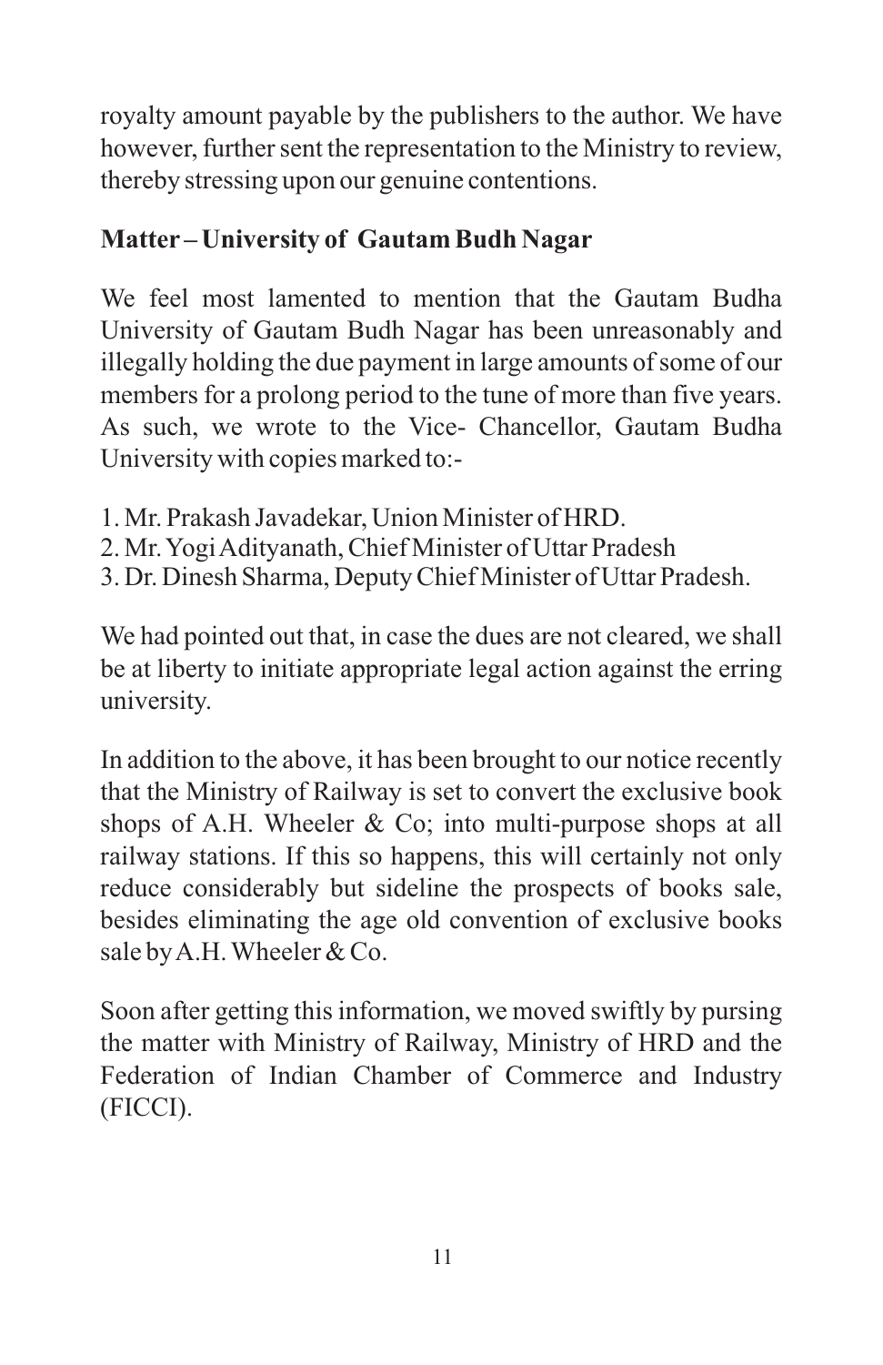royalty amount payable by the publishers to the author. We have however, further sent the representation to the Ministry to review, thereby stressing upon our genuine contentions.

**Matter – University of Gautam Budh Nagar**

We feel most lamented to mention that the Gautam Budha University of Gautam Budh Nagar has been unreasonably and illegally holding the due payment in large amounts of some of our members for a prolong period to the tune of more than five years. As such, we wrote to the Vice- Chancellor, Gautam Budha University with copies marked to:-

1. Mr. Prakash Javadekar, Union Minister of HRD.
2. Mr. Yogi Adityanath, Chief Minister of Uttar Pradesh
3. Dr. Dinesh Sharma, Deputy Chief Minister of Uttar Pradesh.

We had pointed out that, in case the dues are not cleared, we shall be at liberty to initiate appropriate legal action against the erring university.

In addition to the above, it has been brought to our notice recently that the Ministry of Railway is set to convert the exclusive book shops of A.H. Wheeler & Co; into multi-purpose shops at all railway stations. If this so happens, this will certainly not only reduce considerably but sideline the prospects of books sale, besides eliminating the age old convention of exclusive books sale by A.H. Wheeler & Co.

Soon after getting this information, we moved swiftly by pursing the matter with Ministry of Railway, Ministry of HRD and the Federation of Indian Chamber of Commerce and Industry (FICCI).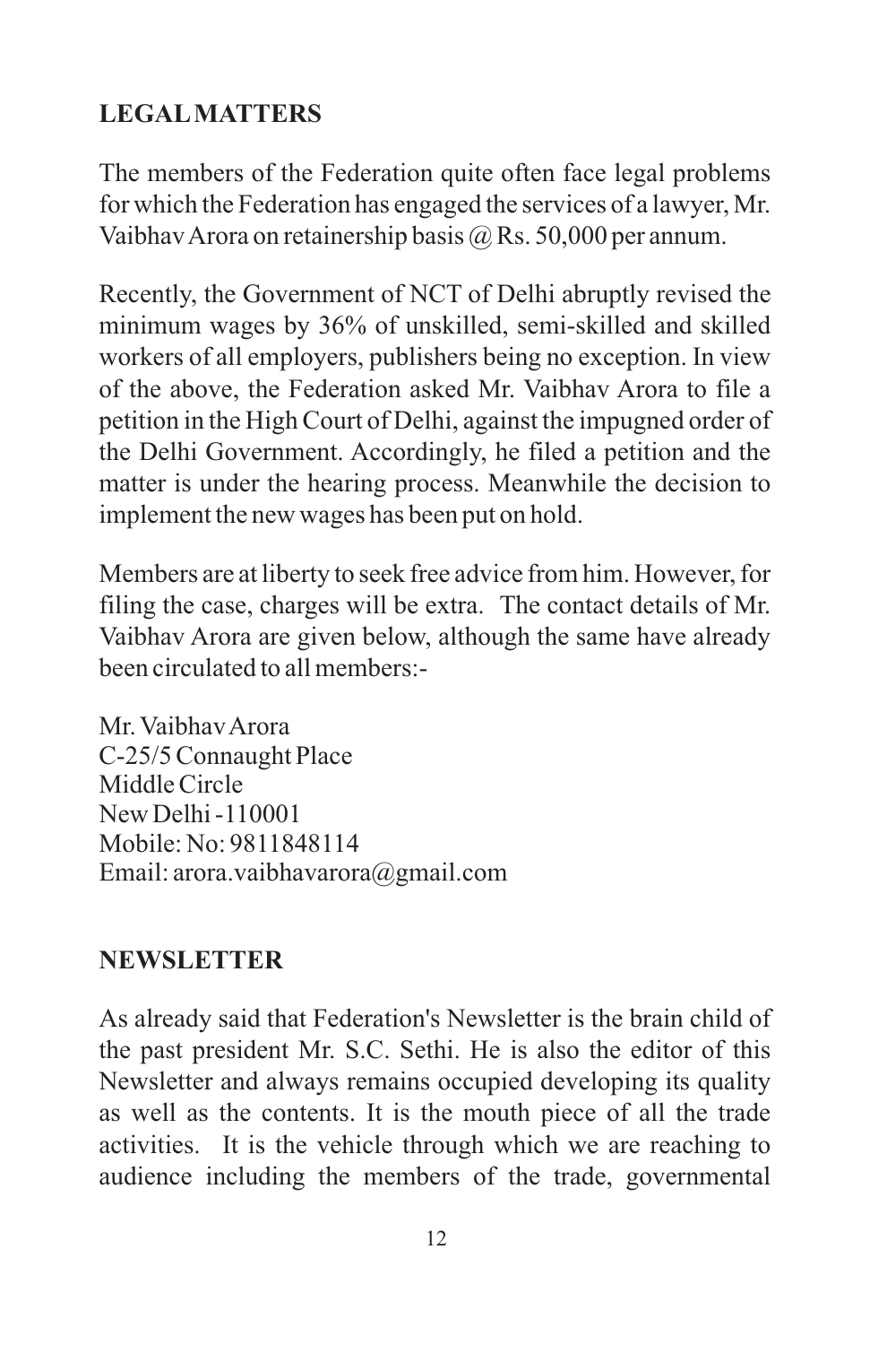## LEGAL MATTERS

The members of the Federation quite often face legal problems for which the Federation has engaged the services of a lawyer, Mr. Vaibhav Arora on retainership basis @ Rs. 50,000 per annum.

Recently, the Government of NCT of Delhi abruptly revised the minimum wages by 36% of unskilled, semi-skilled and skilled workers of all employers, publishers being no exception. In view of the above, the Federation asked Mr. Vaibhav Arora to file a petition in the High Court of Delhi, against the impugned order of the Delhi Government. Accordingly, he filed a petition and the matter is under the hearing process. Meanwhile the decision to implement the new wages has been put on hold.

Members are at liberty to seek free advice from him. However, for filing the case, charges will be extra. The contact details of Mr. Vaibhav Arora are given below, although the same have already been circulated to all members:-

Mr. Vaibhav Arora  
C-25/5 Connaught Place  
Middle Circle  
New Delhi -110001  
Mobile: No: 9811848114  
Email: arora.vaibhavarora@gmail.com

## NEWSLETTER

As already said that Federation's Newsletter is the brain child of the past president Mr. S.C. Sethi. He is also the editor of this Newsletter and always remains occupied developing its quality as well as the contents. It is the mouth piece of all the trade activities. It is the vehicle through which we are reaching to audience including the members of the trade, governmental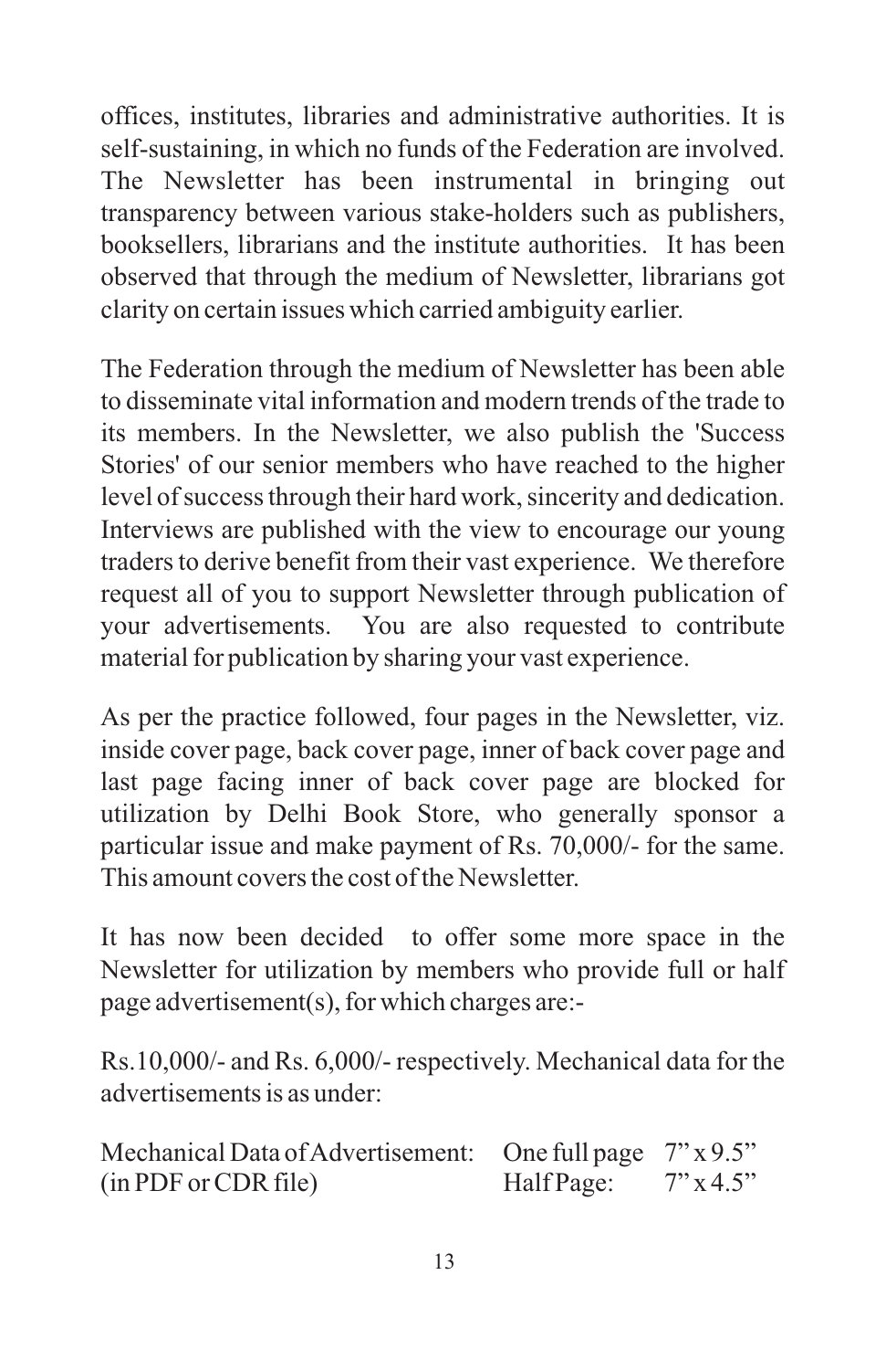offices, institutes, libraries and administrative authorities. It is self-sustaining, in which no funds of the Federation are involved. The Newsletter has been instrumental in bringing out transparency between various stake-holders such as publishers, booksellers, librarians and the institute authorities. It has been observed that through the medium of Newsletter, librarians got clarity on certain issues which carried ambiguity earlier.

The Federation through the medium of Newsletter has been able to disseminate vital information and modern trends of the trade to its members. In the Newsletter, we also publish the 'Success Stories' of our senior members who have reached to the higher level of success through their hard work, sincerity and dedication. Interviews are published with the view to encourage our young traders to derive benefit from their vast experience. We therefore request all of you to support Newsletter through publication of your advertisements. You are also requested to contribute material for publication by sharing your vast experience.

As per the practice followed, four pages in the Newsletter, viz. inside cover page, back cover page, inner of back cover page and last page facing inner of back cover page are blocked for utilization by Delhi Book Store, who generally sponsor a particular issue and make payment of Rs. 70,000/- for the same. This amount covers the cost of the Newsletter.

It has now been decided to offer some more space in the Newsletter for utilization by members who provide full or half page advertisement(s), for which charges are:-

Rs.10,000/- and Rs. 6,000/- respectively. Mechanical data for the advertisements is as under:

| | | |
|---|---|---|
| Mechanical Data of Advertisement: | One full page | 7" x 9.5" |
| (in PDF or CDR file) | Half Page: | 7" x 4.5" |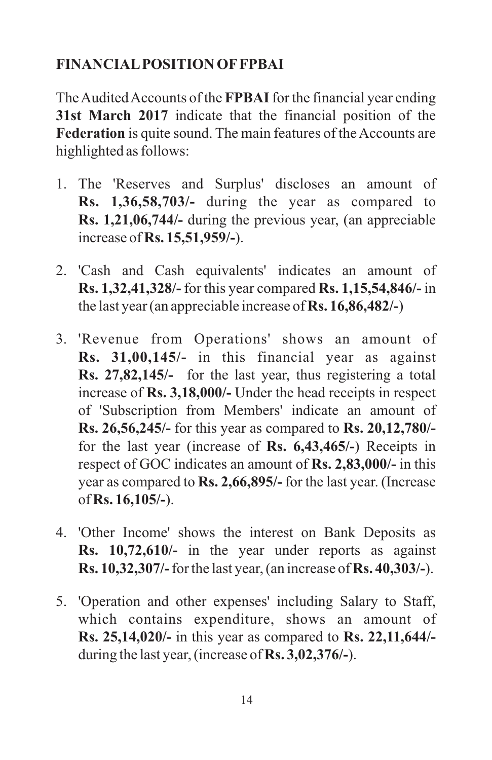## FINANCIAL POSITION OF FPBAI

The Audited Accounts of the **FPBAI** for the financial year ending **31st March 2017** indicate that the financial position of the **Federation** is quite sound. The main features of the Accounts are highlighted as follows:

1. The 'Reserves and Surplus' discloses an amount of **Rs. 1,36,58,703/-** during the year as compared to **Rs. 1,21,06,744/-** during the previous year, (an appreciable increase of **Rs. 15,51,959/-**).

2. 'Cash and Cash equivalents' indicates an amount of **Rs. 1,32,41,328/-** for this year compared **Rs. 1,15,54,846/-** in the last year (an appreciable increase of **Rs. 16,86,482/-**)

3. 'Revenue from Operations' shows an amount of **Rs. 31,00,145/-** in this financial year as against **Rs. 27,82,145/-** for the last year, thus registering a total increase of **Rs. 3,18,000/-** Under the head receipts in respect of 'Subscription from Members' indicate an amount of **Rs. 26,56,245/-** for this year as compared to **Rs. 20,12,780/-** for the last year (increase of **Rs. 6,43,465/-**) Receipts in respect of GOC indicates an amount of **Rs. 2,83,000/-** in this year as compared to **Rs. 2,66,895/-** for the last year. (Increase of **Rs. 16,105/-**).

4. 'Other Income' shows the interest on Bank Deposits as **Rs. 10,72,610/-** in the year under reports as against **Rs. 10,32,307/-** for the last year, (an increase of **Rs. 40,303/-**).

5. 'Operation and other expenses' including Salary to Staff, which contains expenditure, shows an amount of **Rs. 25,14,020/-** in this year as compared to **Rs. 22,11,644/-** during the last year, (increase of **Rs. 3,02,376/-**).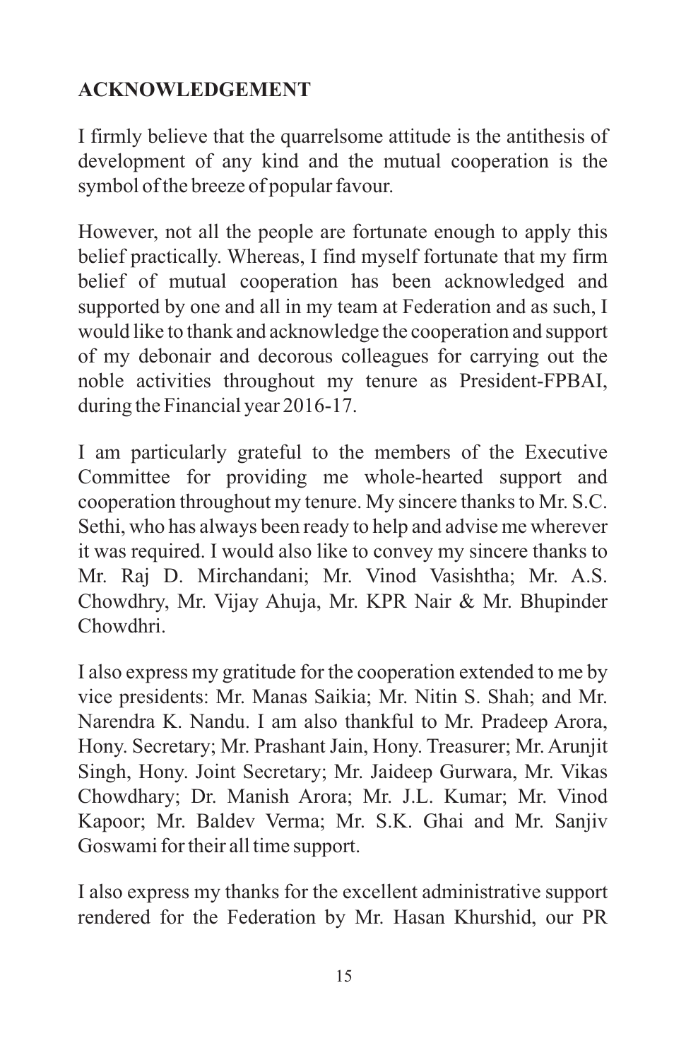## ACKNOWLEDGEMENT

I firmly believe that the quarrelsome attitude is the antithesis of development of any kind and the mutual cooperation is the symbol of the breeze of popular favour.

However, not all the people are fortunate enough to apply this belief practically. Whereas, I find myself fortunate that my firm belief of mutual cooperation has been acknowledged and supported by one and all in my team at Federation and as such, I would like to thank and acknowledge the cooperation and support of my debonair and decorous colleagues for carrying out the noble activities throughout my tenure as President-FPBAI, during the Financial year 2016-17.

I am particularly grateful to the members of the Executive Committee for providing me whole-hearted support and cooperation throughout my tenure. My sincere thanks to Mr. S.C. Sethi, who has always been ready to help and advise me wherever it was required. I would also like to convey my sincere thanks to Mr. Raj D. Mirchandani; Mr. Vinod Vasishtha; Mr. A.S. Chowdhry, Mr. Vijay Ahuja, Mr. KPR Nair & Mr. Bhupinder Chowdhri.

I also express my gratitude for the cooperation extended to me by vice presidents: Mr. Manas Saikia; Mr. Nitin S. Shah; and Mr. Narendra K. Nandu. I am also thankful to Mr. Pradeep Arora, Hony. Secretary; Mr. Prashant Jain, Hony. Treasurer; Mr. Arunjit Singh, Hony. Joint Secretary; Mr. Jaideep Gurwara, Mr. Vikas Chowdhary; Dr. Manish Arora; Mr. J.L. Kumar; Mr. Vinod Kapoor; Mr. Baldev Verma; Mr. S.K. Ghai and Mr. Sanjiv Goswami for their all time support.

I also express my thanks for the excellent administrative support rendered for the Federation by Mr. Hasan Khurshid, our PR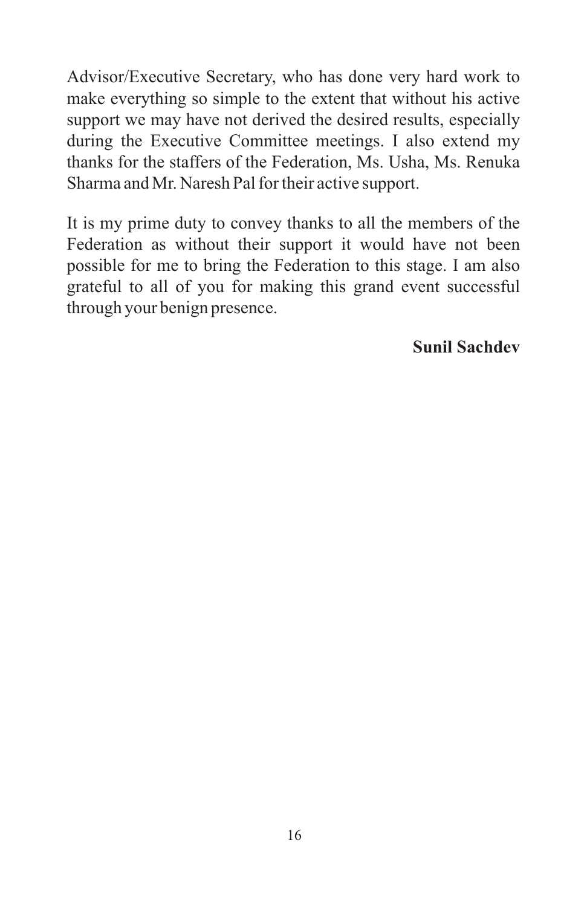Advisor/Executive Secretary, who has done very hard work to make everything so simple to the extent that without his active support we may have not derived the desired results, especially during the Executive Committee meetings. I also extend my thanks for the staffers of the Federation, Ms. Usha, Ms. Renuka Sharma and Mr. Naresh Pal for their active support.

It is my prime duty to convey thanks to all the members of the Federation as without their support it would have not been possible for me to bring the Federation to this stage. I am also grateful to all of you for making this grand event successful through your benign presence.

**Sunil Sachdev**